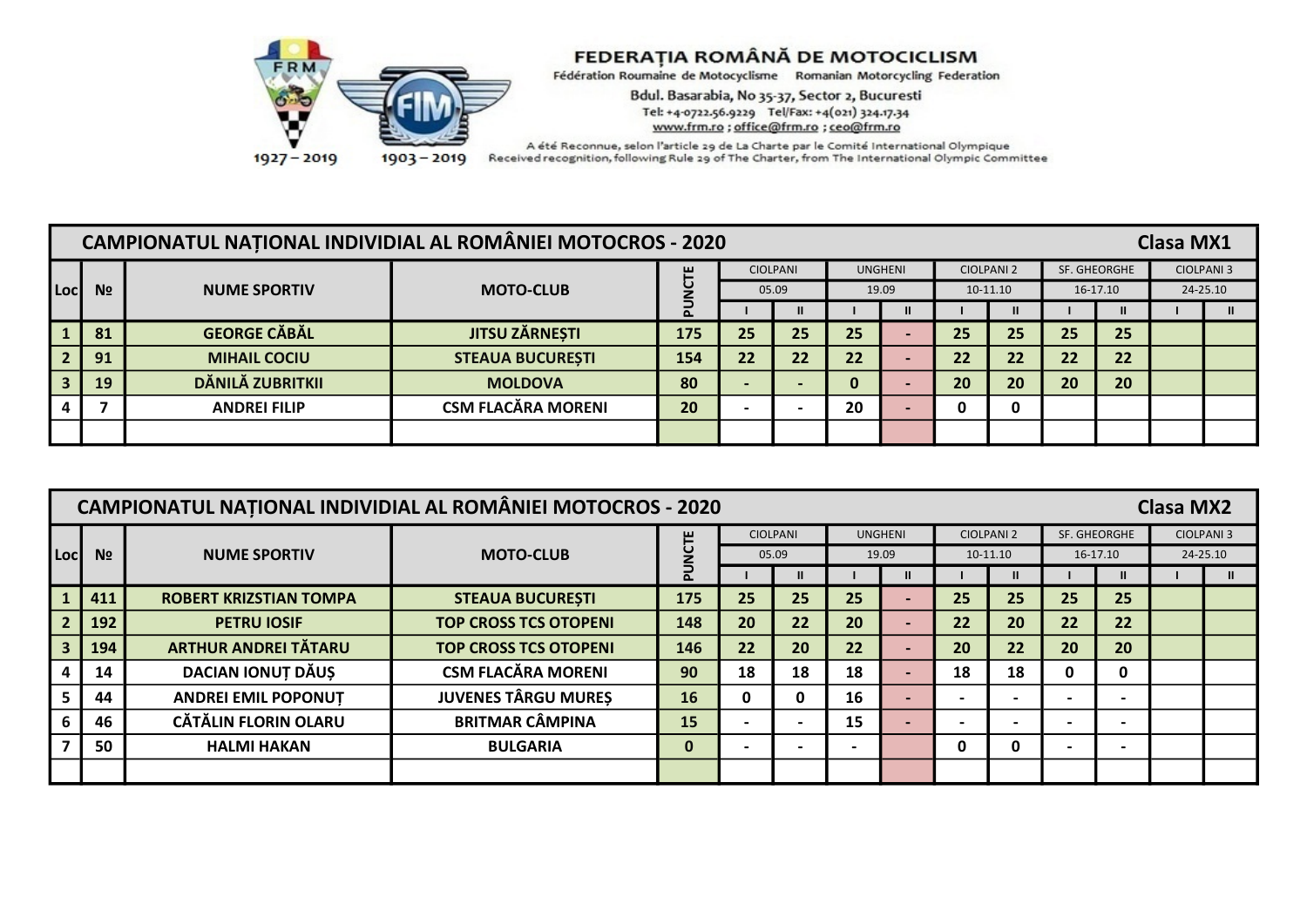**FEDERAȚIA ROMÂNĂ DE MOTOCICLISM**

Fédération Roumaine de Motocyclisme Romanian Motorcycling Federation

Bdul. Basarabia, No 35-37, Sector 2, Bucuresti

Tel: +4-0722.56.9229 Tel/Fax: +4(021) 324.17.34

www.frm.ro ; office@frm.ro ; ceo@frm.ro

A été Reconnue, selon l'article 29 de La Charte par le Comité International Olympique

Received recognition, following Rule 29 of The Charter, from The International Olympic Committee

1927 – 2019 1903 – 2019

## CAMPIONATUL NAȚIONAL INDIVIDIAL AL ROMÂNIEI MOTOCROS - 2020 — Clasa MX1

| Loc | № | NUME SPORTIV | MOTO-CLUB | PUNCTE | CIOLPANI 05.09 | | UNGHENI 19.09 | | CIOLPANI 2 10-11.10 | | SF. GHEORGHE 16-17.10 | | CIOLPANI 3 24-25.10 | |
|---|---|---|---|---|---|---|---|---|---|---|---|---|---|---|
| | | | | | I | II | I | II | I | II | I | II | I | II |
| 1 | 81 | GEORGE CĂBĂL | JITSU ZĂRNEȘTI | 175 | 25 | 25 | 25 | - | 25 | 25 | 25 | 25 | | |
| 2 | 91 | MIHAIL COCIU | STEAUA BUCUREȘTI | 154 | 22 | 22 | 22 | - | 22 | 22 | 22 | 22 | | |
| 3 | 19 | DĂNILĂ ZUBRITKII | MOLDOVA | 80 | - | - | 0 | - | 20 | 20 | 20 | 20 | | |
| 4 | 7 | ANDREI FILIP | CSM FLACĂRA MORENI | 20 | - | - | 20 | - | 0 | 0 | | | | |

## CAMPIONATUL NAȚIONAL INDIVIDIAL AL ROMÂNIEI MOTOCROS - 2020 — Clasa MX2

| Loc | № | NUME SPORTIV | MOTO-CLUB | PUNCTE | CIOLPANI 05.09 | | UNGHENI 19.09 | | CIOLPANI 2 10-11.10 | | SF. GHEORGHE 16-17.10 | | CIOLPANI 3 24-25.10 | |
|---|---|---|---|---|---|---|---|---|---|---|---|---|---|---|
| | | | | | I | II | I | II | I | II | I | II | I | II |
| 1 | 411 | ROBERT KRIZSTIAN TOMPA | STEAUA BUCUREȘTI | 175 | 25 | 25 | 25 | - | 25 | 25 | 25 | 25 | | |
| 2 | 192 | PETRU IOSIF | TOP CROSS TCS OTOPENI | 148 | 20 | 22 | 20 | - | 22 | 20 | 22 | 22 | | |
| 3 | 194 | ARTHUR ANDREI TĂTARU | TOP CROSS TCS OTOPENI | 146 | 22 | 20 | 22 | - | 20 | 22 | 20 | 20 | | |
| 4 | 14 | DACIAN IONUȚ DĂUȘ | CSM FLACĂRA MORENI | 90 | 18 | 18 | 18 | - | 18 | 18 | 0 | 0 | | |
| 5 | 44 | ANDREI EMIL POPONUȚ | JUVENES TÂRGU MUREȘ | 16 | 0 | 0 | 16 | - | - | - | - | - | | |
| 6 | 46 | CĂTĂLIN FLORIN OLARU | BRITMAR CÂMPINA | 15 | - | - | 15 | - | - | - | - | - | | |
| 7 | 50 | HALMI HAKAN | BULGARIA | 0 | - | - | - | | 0 | 0 | - | - | | |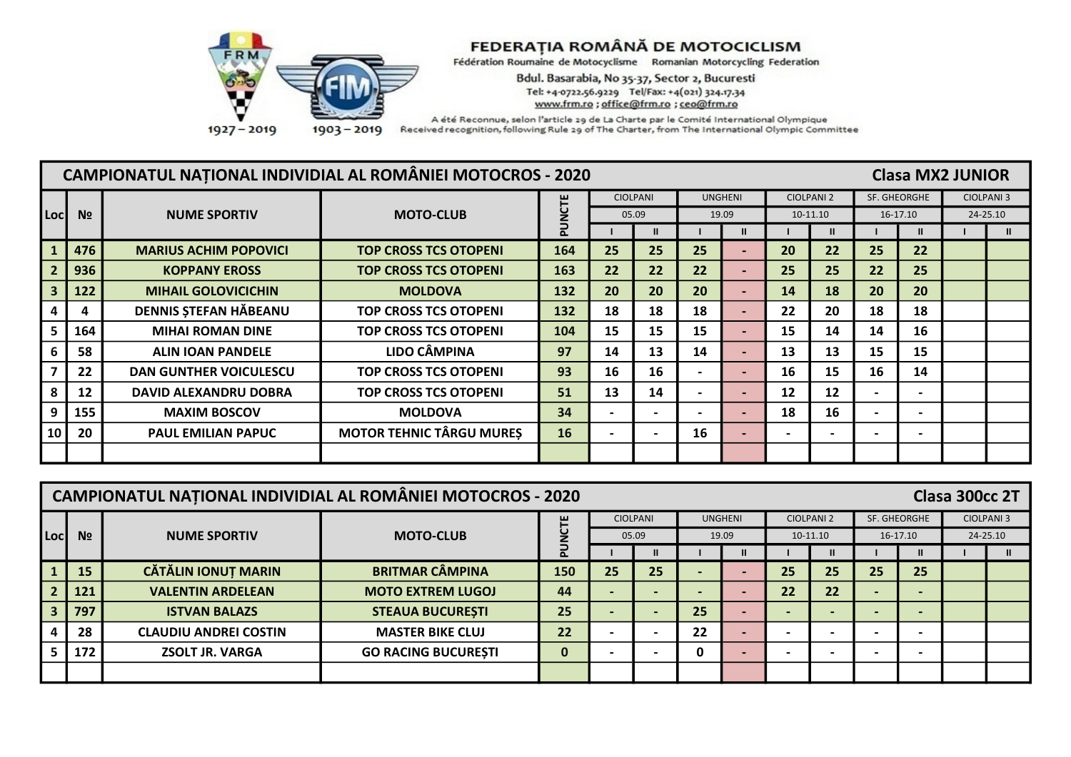**FEDERAȚIA ROMÂNĂ DE MOTOCICLISM**

Fédération Roumaine de Motocyclisme  Romanian Motorcycling Federation

Bdul. Basarabia, No 35-37, Sector 2, Bucuresti

Tel: +4-0722.56.9229  Tel/Fax: +4(021) 324.17.34

www.frm.ro ; office@frm.ro ; ceo@frm.ro

A été Reconnue, selon l'article 29 de La Charte par le Comité International Olympique

Received recognition, following Rule 29 of The Charter, from The International Olympic Committee

1927 – 2019    1903 – 2019

## CAMPIONATUL NAȚIONAL INDIVIDIAL AL ROMÂNIEI MOTOCROS - 2020 — Clasa MX2 JUNIOR

| Loc | № | NUME SPORTIV | MOTO-CLUB | PUNCTE | CIOLPANI | | UNGHENI | | CIOLPANI 2 | | SF. GHEORGHE | | CIOLPANI 3 | |
|---|---|---|---|---|---|---|---|---|---|---|---|---|---|---|
| | | | | | 05.09 | | 19.09 | | 10-11.10 | | 16-17.10 | | 24-25.10 | |
| | | | | | I | II | I | II | I | II | I | II | I | II |
| 1 | 476 | MARIUS ACHIM POPOVICI | TOP CROSS TCS OTOPENI | 164 | 25 | 25 | 25 | - | 20 | 22 | 25 | 22 | | |
| 2 | 936 | KOPPANY EROSS | TOP CROSS TCS OTOPENI | 163 | 22 | 22 | 22 | - | 25 | 25 | 22 | 25 | | |
| 3 | 122 | MIHAIL GOLOVICICHIN | MOLDOVA | 132 | 20 | 20 | 20 | - | 14 | 18 | 20 | 20 | | |
| 4 | 4 | DENNIS ȘTEFAN HĂBEANU | TOP CROSS TCS OTOPENI | 132 | 18 | 18 | 18 | - | 22 | 20 | 18 | 18 | | |
| 5 | 164 | MIHAI ROMAN DINE | TOP CROSS TCS OTOPENI | 104 | 15 | 15 | 15 | - | 15 | 14 | 14 | 16 | | |
| 6 | 58 | ALIN IOAN PANDELE | LIDO CÂMPINA | 97 | 14 | 13 | 14 | - | 13 | 13 | 15 | 15 | | |
| 7 | 22 | DAN GUNTHER VOICULESCU | TOP CROSS TCS OTOPENI | 93 | 16 | 16 | - | - | 16 | 15 | 16 | 14 | | |
| 8 | 12 | DAVID ALEXANDRU DOBRA | TOP CROSS TCS OTOPENI | 51 | 13 | 14 | - | - | 12 | 12 | - | - | | |
| 9 | 155 | MAXIM BOSCOV | MOLDOVA | 34 | - | - | - | - | 18 | 16 | - | - | | |
| 10 | 20 | PAUL EMILIAN PAPUC | MOTOR TEHNIC TÂRGU MUREȘ | 16 | - | - | 16 | - | - | - | - | - | | |
| | | | | | | | | | | | | | | |

## CAMPIONATUL NAȚIONAL INDIVIDIAL AL ROMÂNIEI MOTOCROS - 2020 — Clasa 300cc 2T

| Loc | № | NUME SPORTIV | MOTO-CLUB | PUNCTE | CIOLPANI | | UNGHENI | | CIOLPANI 2 | | SF. GHEORGHE | | CIOLPANI 3 | |
|---|---|---|---|---|---|---|---|---|---|---|---|---|---|---|
| | | | | | 05.09 | | 19.09 | | 10-11.10 | | 16-17.10 | | 24-25.10 | |
| | | | | | I | II | I | II | I | II | I | II | I | II |
| 1 | 15 | CĂTĂLIN IONUȚ MARIN | BRITMAR CÂMPINA | 150 | 25 | 25 | - | - | 25 | 25 | 25 | 25 | | |
| 2 | 121 | VALENTIN ARDELEAN | MOTO EXTREM LUGOJ | 44 | - | - | - | - | 22 | 22 | - | - | | |
| 3 | 797 | ISTVAN BALAZS | STEAUA BUCUREȘTI | 25 | - | - | 25 | - | - | - | - | - | | |
| 4 | 28 | CLAUDIU ANDREI COSTIN | MASTER BIKE CLUJ | 22 | - | - | 22 | - | - | - | - | - | | |
| 5 | 172 | ZSOLT JR. VARGA | GO RACING BUCUREȘTI | 0 | - | - | 0 | - | - | - | - | - | | |
| | | | | | | | | | | | | | | |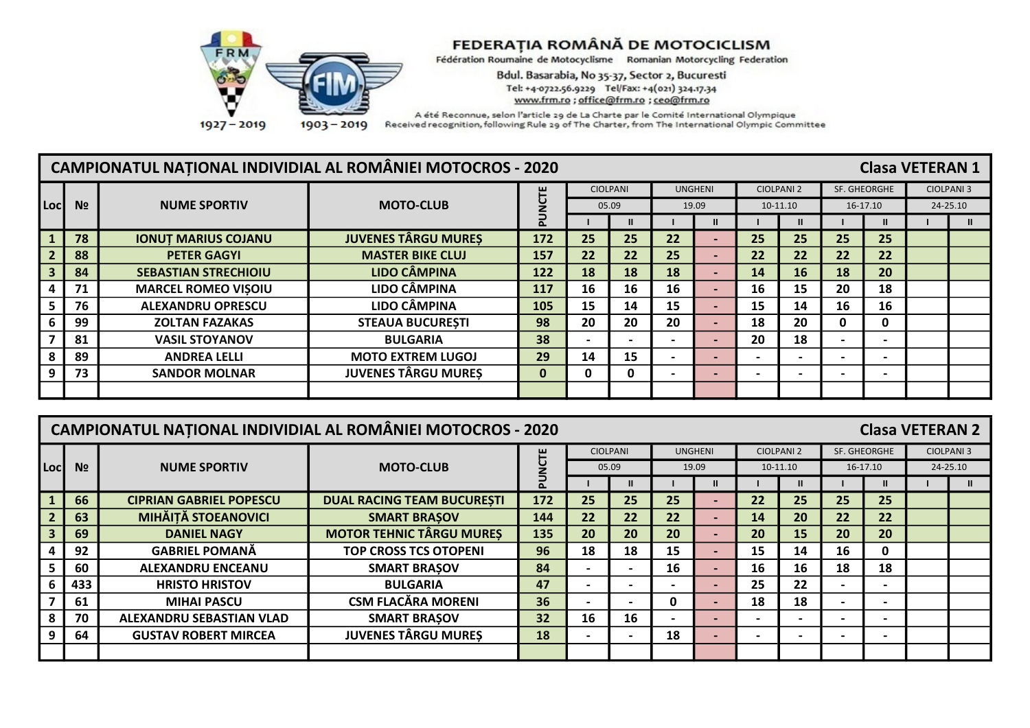**FEDERAȚIA ROMÂNĂ DE MOTOCICLISM**
Fédération Roumaine de Motocyclisme Romanian Motorcycling Federation
Bdul. Basarabia, No 35-37, Sector 2, Bucuresti
Tel: +4-0722.56.9229 Tel/Fax: +4(021) 324.17.34
www.frm.ro ; office@frm.ro ; ceo@frm.ro
A été Reconnue, selon l'article 29 de La Charte par le Comité International Olympique
Received recognition, following Rule 29 of The Charter, from The International Olympic Committee

FRM 1927 – 2019 FIM 1903 – 2019

## CAMPIONATUL NAȚIONAL INDIVIDIAL AL ROMÂNIEI MOTOCROS - 2020 — Clasa VETERAN 1

| Loc | № | NUME SPORTIV | MOTO-CLUB | PUNCTE | CIOLPANI | | UNGHENI | | CIOLPANI 2 | | SF. GHEORGHE | | CIOLPANI 3 | |
|---|---|---|---|---|---|---|---|---|---|---|---|---|---|---|
| | | | | | 05.09 | | 19.09 | | 10-11.10 | | 16-17.10 | | 24-25.10 | |
| | | | | | I | II | I | II | I | II | I | II | I | II |
| 1 | 78 | IONUȚ MARIUS COJANU | JUVENES TÂRGU MUREȘ | 172 | 25 | 25 | 22 | - | 25 | 25 | 25 | 25 | | |
| 2 | 88 | PETER GAGYI | MASTER BIKE CLUJ | 157 | 22 | 22 | 25 | - | 22 | 22 | 22 | 22 | | |
| 3 | 84 | SEBASTIAN STRECHIOIU | LIDO CÂMPINA | 122 | 18 | 18 | 18 | - | 14 | 16 | 18 | 20 | | |
| 4 | 71 | MARCEL ROMEO VIȘOIU | LIDO CÂMPINA | 117 | 16 | 16 | 16 | - | 16 | 15 | 20 | 18 | | |
| 5 | 76 | ALEXANDRU OPRESCU | LIDO CÂMPINA | 105 | 15 | 14 | 15 | - | 15 | 14 | 16 | 16 | | |
| 6 | 99 | ZOLTAN FAZAKAS | STEAUA BUCUREȘTI | 98 | 20 | 20 | 20 | - | 18 | 20 | 0 | 0 | | |
| 7 | 81 | VASIL STOYANOV | BULGARIA | 38 | - | - | - | - | 20 | 18 | - | - | | |
| 8 | 89 | ANDREA LELLI | MOTO EXTREM LUGOJ | 29 | 14 | 15 | - | - | - | - | - | - | | |
| 9 | 73 | SANDOR MOLNAR | JUVENES TÂRGU MUREȘ | 0 | 0 | 0 | - | - | - | - | - | - | | |
| | | | | | | | | | | | | | | |

## CAMPIONATUL NAȚIONAL INDIVIDIAL AL ROMÂNIEI MOTOCROS - 2020 — Clasa VETERAN 2

| Loc | № | NUME SPORTIV | MOTO-CLUB | PUNCTE | CIOLPANI | | UNGHENI | | CIOLPANI 2 | | SF. GHEORGHE | | CIOLPANI 3 | |
|---|---|---|---|---|---|---|---|---|---|---|---|---|---|---|
| | | | | | 05.09 | | 19.09 | | 10-11.10 | | 16-17.10 | | 24-25.10 | |
| | | | | | I | II | I | II | I | II | I | II | I | II |
| 1 | 66 | CIPRIAN GABRIEL POPESCU | DUAL RACING TEAM BUCUREȘTI | 172 | 25 | 25 | 25 | - | 22 | 25 | 25 | 25 | | |
| 2 | 63 | MIHĂIȚĂ STOEANOVICI | SMART BRAȘOV | 144 | 22 | 22 | 22 | - | 14 | 20 | 22 | 22 | | |
| 3 | 69 | DANIEL NAGY | MOTOR TEHNIC TÂRGU MUREȘ | 135 | 20 | 20 | 20 | - | 20 | 15 | 20 | 20 | | |
| 4 | 92 | GABRIEL POMANĂ | TOP CROSS TCS OTOPENI | 96 | 18 | 18 | 15 | - | 15 | 14 | 16 | 0 | | |
| 5 | 60 | ALEXANDRU ENCEANU | SMART BRAȘOV | 84 | - | - | 16 | - | 16 | 16 | 18 | 18 | | |
| 6 | 433 | HRISTO HRISTOV | BULGARIA | 47 | - | - | - | - | 25 | 22 | - | - | | |
| 7 | 61 | MIHAI PASCU | CSM FLACĂRA MORENI | 36 | - | - | 0 | - | 18 | 18 | - | - | | |
| 8 | 70 | ALEXANDRU SEBASTIAN VLAD | SMART BRAȘOV | 32 | 16 | 16 | - | - | - | - | - | - | | |
| 9 | 64 | GUSTAV ROBERT MIRCEA | JUVENES TÂRGU MUREȘ | 18 | - | - | 18 | - | - | - | - | - | | |
| | | | | | | | | | | | | | | |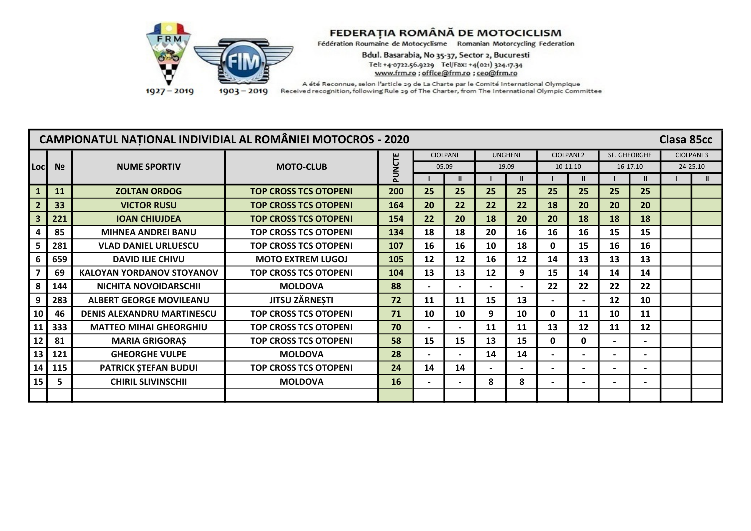**FEDERAȚIA ROMÂNĂ DE MOTOCICLISM**

Fédération Roumaine de Motocyclisme Romanian Motorcycling Federation

Bdul. Basarabia, No 35-37, Sector 2, Bucuresti

Tel: +4-0722.56.9229 Tel/Fax: +4(021) 324.17.34

www.frm.ro ; office@frm.ro ; ceo@frm.ro

A été Reconnue, selon l'article 29 de La Charte par le Comité International Olympique

Received recognition, following Rule 29 of The Charter, from The International Olympic Committee

FRM 1927 – 2019 FIM 1903 – 2019

## CAMPIONATUL NAȚIONAL INDIVIDIAL AL ROMÂNIEI MOTOCROS - 2020 Clasa 85cc

| Loc | № | NUME SPORTIV | MOTO-CLUB | PUNCTE | CIOLPANI | | UNGHENI | | CIOLPANI 2 | | SF. GHEORGHE | | CIOLPANI 3 | |
|---|---|---|---|---|---|---|---|---|---|---|---|---|---|---|
| | | | | | 05.09 | | 19.09 | | 10-11.10 | | 16-17.10 | | 24-25.10 | |
| | | | | | I | II | I | II | I | II | I | II | I | II |
| 1 | 11 | ZOLTAN ORDOG | TOP CROSS TCS OTOPENI | 200 | 25 | 25 | 25 | 25 | 25 | 25 | 25 | 25 | | |
| 2 | 33 | VICTOR RUSU | TOP CROSS TCS OTOPENI | 164 | 20 | 22 | 22 | 22 | 18 | 20 | 20 | 20 | | |
| 3 | 221 | IOAN CHIUJDEA | TOP CROSS TCS OTOPENI | 154 | 22 | 20 | 18 | 20 | 20 | 18 | 18 | 18 | | |
| 4 | 85 | MIHNEA ANDREI BANU | TOP CROSS TCS OTOPENI | 134 | 18 | 18 | 20 | 16 | 16 | 16 | 15 | 15 | | |
| 5 | 281 | VLAD DANIEL URLUESCU | TOP CROSS TCS OTOPENI | 107 | 16 | 16 | 10 | 18 | 0 | 15 | 16 | 16 | | |
| 6 | 659 | DAVID ILIE CHIVU | MOTO EXTREM LUGOJ | 105 | 12 | 12 | 16 | 12 | 14 | 13 | 13 | 13 | | |
| 7 | 69 | KALOYAN YORDANOV STOYANOV | TOP CROSS TCS OTOPENI | 104 | 13 | 13 | 12 | 9 | 15 | 14 | 14 | 14 | | |
| 8 | 144 | NICHITA NOVOIDARSCHII | MOLDOVA | 88 | - | - | - | - | 22 | 22 | 22 | 22 | | |
| 9 | 283 | ALBERT GEORGE MOVILEANU | JITSU ZĂRNEȘTI | 72 | 11 | 11 | 15 | 13 | - | - | 12 | 10 | | |
| 10 | 46 | DENIS ALEXANDRU MARTINESCU | TOP CROSS TCS OTOPENI | 71 | 10 | 10 | 9 | 10 | 0 | 11 | 10 | 11 | | |
| 11 | 333 | MATTEO MIHAI GHEORGHIU | TOP CROSS TCS OTOPENI | 70 | - | - | 11 | 11 | 13 | 12 | 11 | 12 | | |
| 12 | 81 | MARIA GRIGORAȘ | TOP CROSS TCS OTOPENI | 58 | 15 | 15 | 13 | 15 | 0 | 0 | - | - | | |
| 13 | 121 | GHEORGHE VULPE | MOLDOVA | 28 | - | - | 14 | 14 | - | - | - | - | | |
| 14 | 115 | PATRICK ȘTEFAN BUDUI | TOP CROSS TCS OTOPENI | 24 | 14 | 14 | - | - | - | - | - | - | | |
| 15 | 5 | CHIRIL SLIVINSCHII | MOLDOVA | 16 | - | - | 8 | 8 | - | - | - | - | | |
| | | | | | | | | | | | | | | |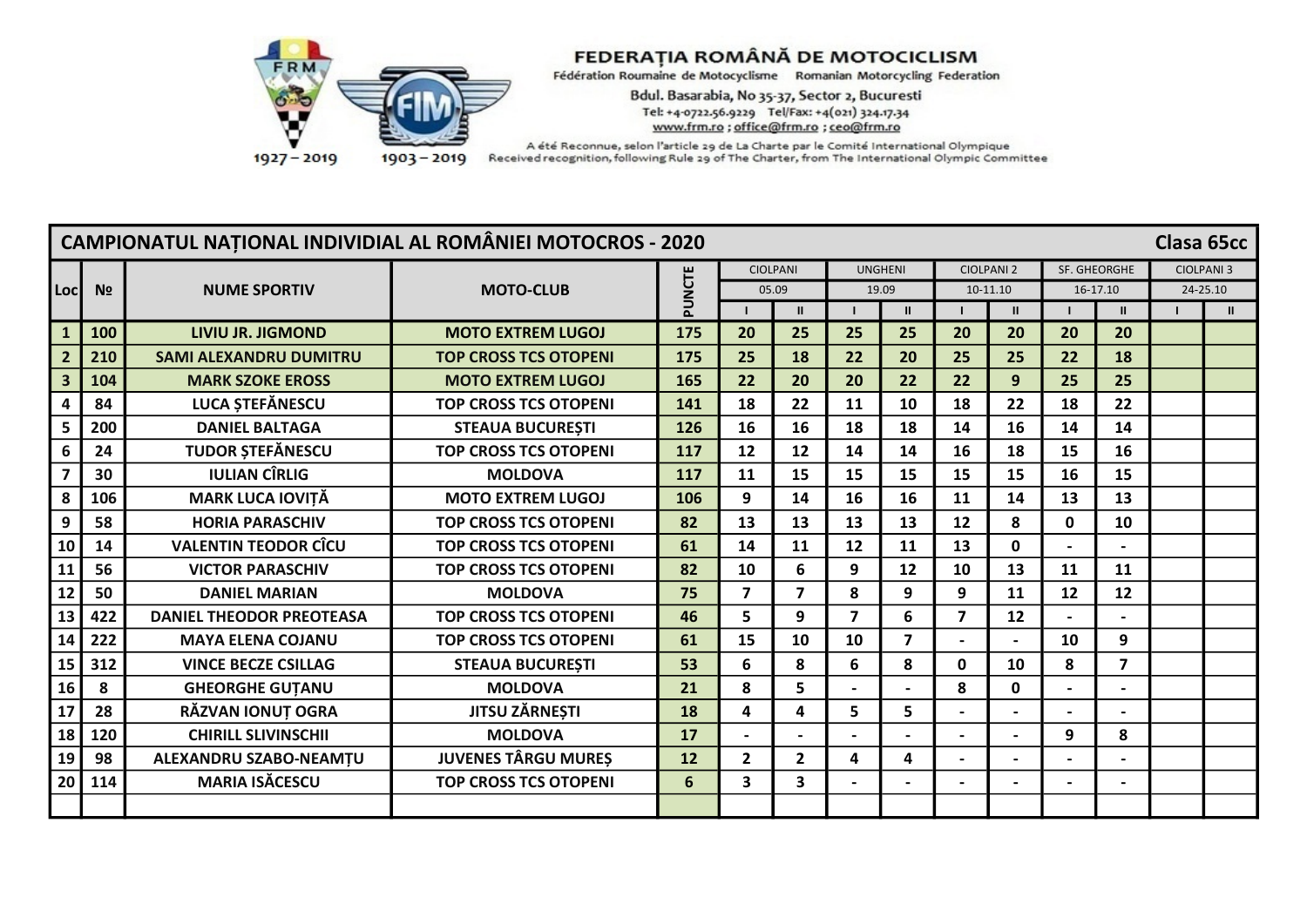**FEDERAȚIA ROMÂNĂ DE MOTOCICLISM**
Fédération Roumaine de Motocyclisme Romanian Motorcycling Federation
Bdul. Basarabia, No 35-37, Sector 2, Bucuresti
Tel: +4-0722.56.9229 Tel/Fax: +4(021) 324.17.34
www.frm.ro ; office@frm.ro ; ceo@frm.ro
A été Reconnue, selon l'article 29 de La Charte par le Comité International Olympique
Received recognition, following Rule 29 of The Charter, from The International Olympic Committee

FRM 1927 – 2019 FIM 1903 – 2019

## CAMPIONATUL NAȚIONAL INDIVIDIAL AL ROMÂNIEI MOTOCROS - 2020 — Clasa 65cc

| Loc | № | NUME SPORTIV | MOTO-CLUB | PUNCTE | CIOLPANI 05.09 | | UNGHENI 19.09 | | CIOLPANI 2 10-11.10 | | SF. GHEORGHE 16-17.10 | | CIOLPANI 3 24-25.10 | |
|---|---|---|---|---|---|---|---|---|---|---|---|---|---|---|
| | | | | | I | II | I | II | I | II | I | II | I | II |
| 1 | 100 | LIVIU JR. JIGMOND | MOTO EXTREM LUGOJ | 175 | 20 | 25 | 25 | 25 | 20 | 20 | 20 | 20 | | |
| 2 | 210 | SAMI ALEXANDRU DUMITRU | TOP CROSS TCS OTOPENI | 175 | 25 | 18 | 22 | 20 | 25 | 25 | 22 | 18 | | |
| 3 | 104 | MARK SZOKE EROSS | MOTO EXTREM LUGOJ | 165 | 22 | 20 | 20 | 22 | 22 | 9 | 25 | 25 | | |
| 4 | 84 | LUCA ȘTEFĂNESCU | TOP CROSS TCS OTOPENI | 141 | 18 | 22 | 11 | 10 | 18 | 22 | 18 | 22 | | |
| 5 | 200 | DANIEL BALTAGA | STEAUA BUCUREȘTI | 126 | 16 | 16 | 18 | 18 | 14 | 16 | 14 | 14 | | |
| 6 | 24 | TUDOR ȘTEFĂNESCU | TOP CROSS TCS OTOPENI | 117 | 12 | 12 | 14 | 14 | 16 | 18 | 15 | 16 | | |
| 7 | 30 | IULIAN CÎRLIG | MOLDOVA | 117 | 11 | 15 | 15 | 15 | 15 | 15 | 16 | 15 | | |
| 8 | 106 | MARK LUCA IOVIȚĂ | MOTO EXTREM LUGOJ | 106 | 9 | 14 | 16 | 16 | 11 | 14 | 13 | 13 | | |
| 9 | 58 | HORIA PARASCHIV | TOP CROSS TCS OTOPENI | 82 | 13 | 13 | 13 | 13 | 12 | 8 | 0 | 10 | | |
| 10 | 14 | VALENTIN TEODOR CÎCU | TOP CROSS TCS OTOPENI | 61 | 14 | 11 | 12 | 11 | 13 | 0 | - | - | | |
| 11 | 56 | VICTOR PARASCHIV | TOP CROSS TCS OTOPENI | 82 | 10 | 6 | 9 | 12 | 10 | 13 | 11 | 11 | | |
| 12 | 50 | DANIEL MARIAN | MOLDOVA | 75 | 7 | 7 | 8 | 9 | 9 | 11 | 12 | 12 | | |
| 13 | 422 | DANIEL THEODOR PREOTEASA | TOP CROSS TCS OTOPENI | 46 | 5 | 9 | 7 | 6 | 7 | 12 | - | - | | |
| 14 | 222 | MAYA ELENA COJANU | TOP CROSS TCS OTOPENI | 61 | 15 | 10 | 10 | 7 | - | - | 10 | 9 | | |
| 15 | 312 | VINCE BECZE CSILLAG | STEAUA BUCUREȘTI | 53 | 6 | 8 | 6 | 8 | 0 | 10 | 8 | 7 | | |
| 16 | 8 | GHEORGHE GUȚANU | MOLDOVA | 21 | 8 | 5 | - | - | 8 | 0 | - | - | | |
| 17 | 28 | RĂZVAN IONUȚ OGRA | JITSU ZĂRNEȘTI | 18 | 4 | 4 | 5 | 5 | - | - | - | - | | |
| 18 | 120 | CHIRILL SLIVINSCHII | MOLDOVA | 17 | - | - | - | - | - | - | 9 | 8 | | |
| 19 | 98 | ALEXANDRU SZABO-NEAMȚU | JUVENES TÂRGU MUREȘ | 12 | 2 | 2 | 4 | 4 | - | - | - | - | | |
| 20 | 114 | MARIA ISĂCESCU | TOP CROSS TCS OTOPENI | 6 | 3 | 3 | - | - | - | - | - | - | | |
| | | | | | | | | | | | | | | |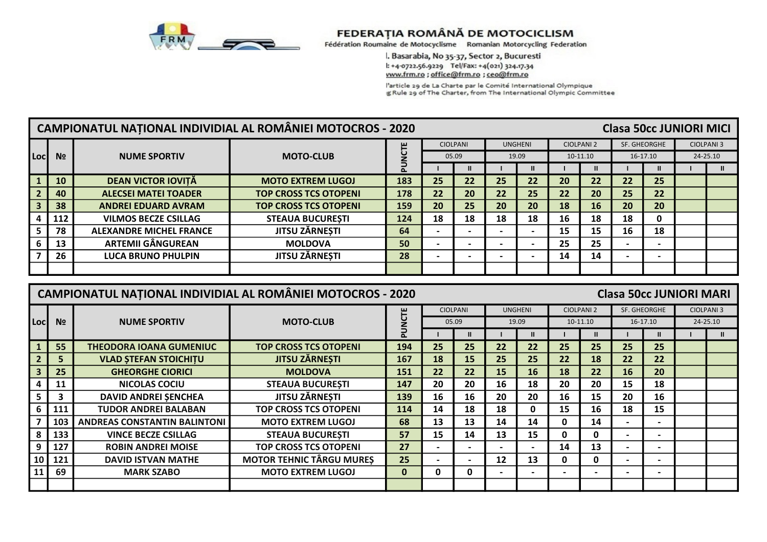**FEDERAȚIA ROMÂNĂ DE MOTOCICLISM**
Fédération Roumaine de Motocyclisme Romanian Motorcycling Federation
l. Basarabia, No 35-37, Sector 2, Bucuresti
l: +4-0722.56.9229 Tel/Fax: +4(021) 324.17.34
www.frm.ro ; office@frm.ro ; ceo@frm.ro
l'article 29 de La Charte par le Comité International Olympique
g Rule 29 of The Charter, from The International Olympic Committee

## CAMPIONATUL NAȚIONAL INDIVIDIAL AL ROMÂNIEI MOTOCROS - 2020 — Clasa 50cc JUNIORI MICI

| Loc | № | NUME SPORTIV | MOTO-CLUB | PUNCTE | CIOLPANI 05.09 | | UNGHENI 19.09 | | CIOLPANI 2 10-11.10 | | SF. GHEORGHE 16-17.10 | | CIOLPANI 3 24-25.10 | |
|---|---|---|---|---|---|---|---|---|---|---|---|---|---|---|
| | | | | | I | II | I | II | I | II | I | II | I | II |
| 1 | 10 | DEAN VICTOR IOVIȚĂ | MOTO EXTREM LUGOJ | 183 | 25 | 22 | 25 | 22 | 20 | 22 | 22 | 25 | | |
| 2 | 40 | ALECSEI MATEI TOADER | TOP CROSS TCS OTOPENI | 178 | 22 | 20 | 22 | 25 | 22 | 20 | 25 | 22 | | |
| 3 | 38 | ANDREI EDUARD AVRAM | TOP CROSS TCS OTOPENI | 159 | 20 | 25 | 20 | 20 | 18 | 16 | 20 | 20 | | |
| 4 | 112 | VILMOS BECZE CSILLAG | STEAUA BUCUREȘTI | 124 | 18 | 18 | 18 | 18 | 16 | 18 | 18 | 0 | | |
| 5 | 78 | ALEXANDRE MICHEL FRANCE | JITSU ZĂRNEȘTI | 64 | - | - | - | - | 15 | 15 | 16 | 18 | | |
| 6 | 13 | ARTEMII GÂNGUREAN | MOLDOVA | 50 | - | - | - | - | 25 | 25 | - | - | | |
| 7 | 26 | LUCA BRUNO PHULPIN | JITSU ZĂRNEȘTI | 28 | - | - | - | - | 14 | 14 | - | - | | |
| | | | | | | | | | | | | | | |

## CAMPIONATUL NAȚIONAL INDIVIDIAL AL ROMÂNIEI MOTOCROS - 2020 — Clasa 50cc JUNIORI MARI

| Loc | № | NUME SPORTIV | MOTO-CLUB | PUNCTE | CIOLPANI 05.09 | | UNGHENI 19.09 | | CIOLPANI 2 10-11.10 | | SF. GHEORGHE 16-17.10 | | CIOLPANI 3 24-25.10 | |
|---|---|---|---|---|---|---|---|---|---|---|---|---|---|---|
| | | | | | I | II | I | II | I | II | I | II | I | II |
| 1 | 55 | THEODORA IOANA GUMENIUC | TOP CROSS TCS OTOPENI | 194 | 25 | 25 | 22 | 22 | 25 | 25 | 25 | 25 | | |
| 2 | 5 | VLAD ȘTEFAN STOICHIȚU | JITSU ZĂRNEȘTI | 167 | 18 | 15 | 25 | 25 | 22 | 18 | 22 | 22 | | |
| 3 | 25 | GHEORGHE CIORICI | MOLDOVA | 151 | 22 | 22 | 15 | 16 | 18 | 22 | 16 | 20 | | |
| 4 | 11 | NICOLAS COCIU | STEAUA BUCUREȘTI | 147 | 20 | 20 | 16 | 18 | 20 | 20 | 15 | 18 | | |
| 5 | 3 | DAVID ANDREI ȘENCHEA | JITSU ZĂRNEȘTI | 139 | 16 | 16 | 20 | 20 | 16 | 15 | 20 | 16 | | |
| 6 | 111 | TUDOR ANDREI BALABAN | TOP CROSS TCS OTOPENI | 114 | 14 | 18 | 18 | 0 | 15 | 16 | 18 | 15 | | |
| 7 | 103 | ANDREAS CONSTANTIN BALINTONI | MOTO EXTREM LUGOJ | 68 | 13 | 13 | 14 | 14 | 0 | 14 | - | - | | |
| 8 | 133 | VINCE BECZE CSILLAG | STEAUA BUCUREȘTI | 57 | 15 | 14 | 13 | 15 | 0 | 0 | - | - | | |
| 9 | 127 | ROBIN ANDREI MOISE | TOP CROSS TCS OTOPENI | 27 | - | - | - | - | 14 | 13 | - | - | | |
| 10 | 121 | DAVID ISTVAN MATHE | MOTOR TEHNIC TÂRGU MUREȘ | 25 | - | - | 12 | 13 | 0 | 0 | - | - | | |
| 11 | 69 | MARK SZABO | MOTO EXTREM LUGOJ | 0 | 0 | 0 | - | - | - | - | - | - | | |
| | | | | | | | | | | | | | | |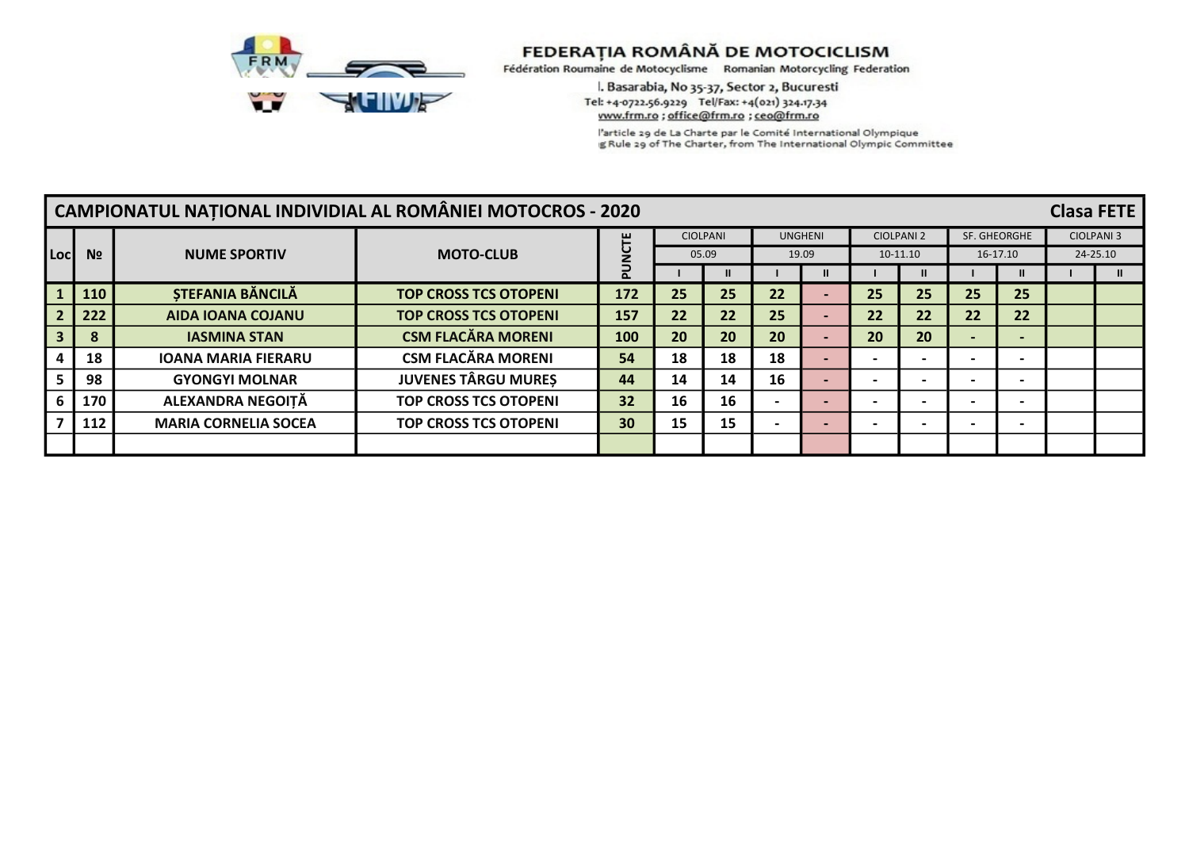**FEDERAȚIA ROMÂNĂ DE MOTOCICLISM**

Fédération Roumaine de Motocyclisme Romanian Motorcycling Federation

l. Basarabia, No 35-37, Sector 2, Bucuresti

Tel: +4-0722.56.9229 Tel/Fax: +4(021) 324.17.34

www.frm.ro ; office@frm.ro ; ceo@frm.ro

l'article 29 de La Charte par le Comité International Olympique

g Rule 29 of The Charter, from The International Olympic Committee

## CAMPIONATUL NAȚIONAL INDIVIDIAL AL ROMÂNIEI MOTOCROS - 2020 — Clasa FETE

| Loc | № | NUME SPORTIV | MOTO-CLUB | PUNCTE | CIOLPANI 05.09 | | UNGHENI 19.09 | | CIOLPANI 2 10-11.10 | | SF. GHEORGHE 16-17.10 | | CIOLPANI 3 24-25.10 | |
|---|---|---|---|---|---|---|---|---|---|---|---|---|---|---|
| | | | | | I | II | I | II | I | II | I | II | I | II |
| 1 | 110 | ȘTEFANIA BĂNCILĂ | TOP CROSS TCS OTOPENI | 172 | 25 | 25 | 22 | - | 25 | 25 | 25 | 25 | | |
| 2 | 222 | AIDA IOANA COJANU | TOP CROSS TCS OTOPENI | 157 | 22 | 22 | 25 | - | 22 | 22 | 22 | 22 | | |
| 3 | 8 | IASMINA STAN | CSM FLACĂRA MORENI | 100 | 20 | 20 | 20 | - | 20 | 20 | - | - | | |
| 4 | 18 | IOANA MARIA FIERARU | CSM FLACĂRA MORENI | 54 | 18 | 18 | 18 | - | - | - | - | - | | |
| 5 | 98 | GYONGYI MOLNAR | JUVENES TÂRGU MUREȘ | 44 | 14 | 14 | 16 | - | - | - | - | - | | |
| 6 | 170 | ALEXANDRA NEGOIȚĂ | TOP CROSS TCS OTOPENI | 32 | 16 | 16 | - | - | - | - | - | - | | |
| 7 | 112 | MARIA CORNELIA SOCEA | TOP CROSS TCS OTOPENI | 30 | 15 | 15 | - | - | - | - | - | - | | |
| | | | | | | | | | | | | | | |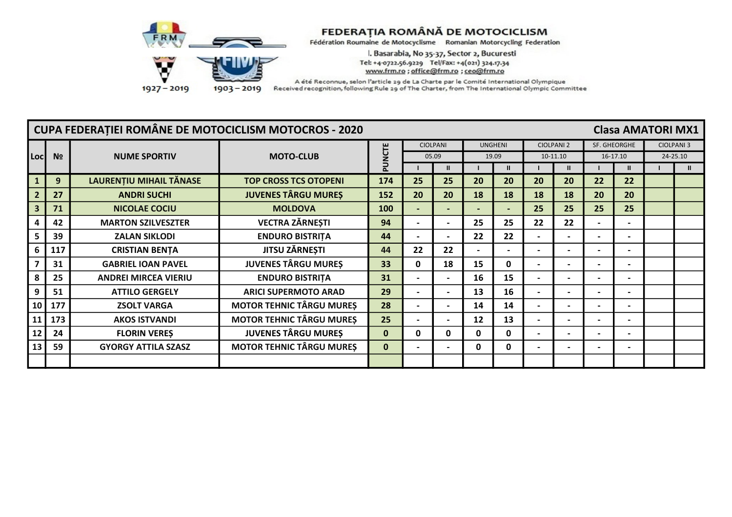# FEDERAȚIA ROMÂNĂ DE MOTOCICLISM

Fédération Roumaine de Motocyclisme Romanian Motorcycling Federation

I. Basarabia, No 35-37, Sector 2, Bucuresti

Tel: +4-0722.56.9229 Tel/Fax: +4(021) 324.17.34

www.frm.ro ; office@frm.ro ; ceo@frm.ro

A été Reconnue, selon l'article 29 de La Charte par le Comité International Olympique

Received recognition, following Rule 29 of The Charter, from The International Olympic Committee

1927 – 2019 1903 – 2019

## CUPA FEDERAȚIEI ROMÂNE DE MOTOCICLISM MOTOCROS - 2020 — Clasa AMATORI MX1

| Loc | № | NUME SPORTIV | MOTO-CLUB | PUNCTE | CIOLPANI 05.09 | | UNGHENI 19.09 | | CIOLPANI 2 10-11.10 | | SF. GHEORGHE 16-17.10 | | CIOLPANI 3 24-25.10 | |
|---|---|---|---|---|---|---|---|---|---|---|---|---|---|---|
| | | | | | I | II | I | II | I | II | I | II | I | II |
| 1 | 9 | LAURENȚIU MIHAIL TĂNASE | TOP CROSS TCS OTOPENI | 174 | 25 | 25 | 20 | 20 | 20 | 20 | 22 | 22 | | |
| 2 | 27 | ANDRI SUCHI | JUVENES TÂRGU MUREȘ | 152 | 20 | 20 | 18 | 18 | 18 | 18 | 20 | 20 | | |
| 3 | 71 | NICOLAE COCIU | MOLDOVA | 100 | - | - | - | - | 25 | 25 | 25 | 25 | | |
| 4 | 42 | MARTON SZILVESZTER | VECTRA ZĂRNEȘTI | 94 | - | - | 25 | 25 | 22 | 22 | - | - | | |
| 5 | 39 | ZALAN SIKLODI | ENDURO BISTRIȚA | 44 | - | - | 22 | 22 | - | - | - | - | | |
| 6 | 117 | CRISTIAN BENȚA | JITSU ZĂRNEȘTI | 44 | 22 | 22 | - | - | - | - | - | - | | |
| 7 | 31 | GABRIEL IOAN PAVEL | JUVENES TÂRGU MUREȘ | 33 | 0 | 18 | 15 | 0 | - | - | - | - | | |
| 8 | 25 | ANDREI MIRCEA VIERIU | ENDURO BISTRIȚA | 31 | - | - | 16 | 15 | - | - | - | - | | |
| 9 | 51 | ATTILO GERGELY | ARICI SUPERMOTO ARAD | 29 | - | - | 13 | 16 | - | - | - | - | | |
| 10 | 177 | ZSOLT VARGA | MOTOR TEHNIC TÂRGU MUREȘ | 28 | - | - | 14 | 14 | - | - | - | - | | |
| 11 | 173 | AKOS ISTVANDI | MOTOR TEHNIC TÂRGU MUREȘ | 25 | - | - | 12 | 13 | - | - | - | - | | |
| 12 | 24 | FLORIN VEREȘ | JUVENES TÂRGU MUREȘ | 0 | 0 | 0 | 0 | 0 | - | - | - | - | | |
| 13 | 59 | GYORGY ATTILA SZASZ | MOTOR TEHNIC TÂRGU MUREȘ | 0 | - | - | 0 | 0 | - | - | - | - | | |
| | | | | | | | | | | | | | | |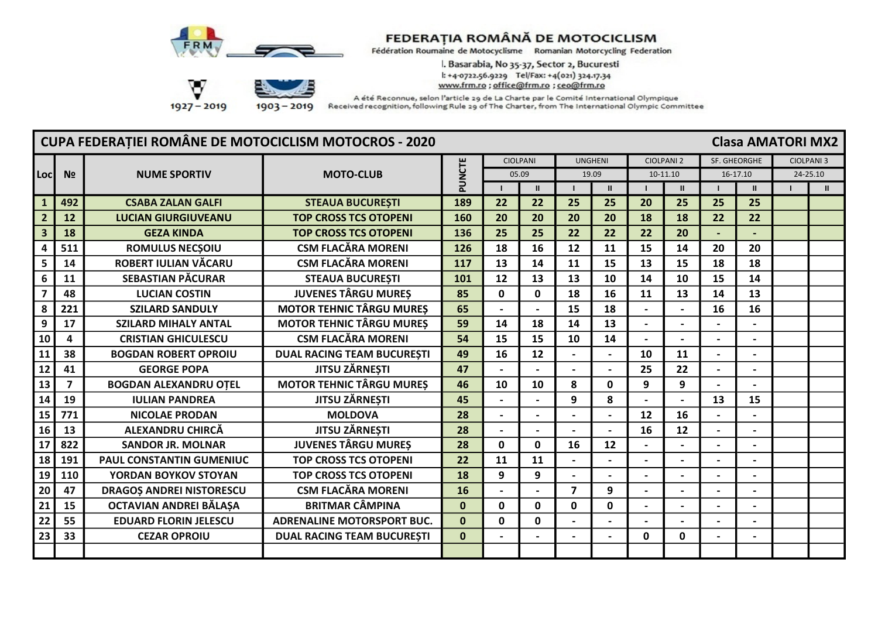**FEDERAȚIA ROMÂNĂ DE MOTOCICLISM**
Fédération Roumaine de Motocyclisme   Romanian Motorcycling Federation
I. Basarabia, No 35-37, Sector 2, Bucuresti
I: +4-0722.56.9229   Tel/Fax: +4(021) 324.17.34
www.frm.ro ; office@frm.ro ; ceo@frm.ro
A été Reconnue, selon l'article 29 de La Charte par le Comité International Olympique
Received recognition, following Rule 29 of The Charter, from The International Olympic Committee

1927 – 2019   1903 – 2019

## CUPA FEDERAȚIEI ROMÂNE DE MOTOCICLISM MOTOCROS - 2020 — Clasa AMATORI MX2

| Loc | № | NUME SPORTIV | MOTO-CLUB | PUNCTE | CIOLPANI | | UNGHENI | | CIOLPANI 2 | | SF. GHEORGHE | | CIOLPANI 3 | |
|---|---|---|---|---|---|---|---|---|---|---|---|---|---|---|
| | | | | | 05.09 | | 19.09 | | 10-11.10 | | 16-17.10 | | 24-25.10 | |
| | | | | | I | II | I | II | I | II | I | II | I | II |
| 1 | 492 | CSABA ZALAN GALFI | STEAUA BUCUREȘTI | 189 | 22 | 22 | 25 | 25 | 20 | 25 | 25 | 25 | | |
| 2 | 12 | LUCIAN GIURGIUVEANU | TOP CROSS TCS OTOPENI | 160 | 20 | 20 | 20 | 20 | 18 | 18 | 22 | 22 | | |
| 3 | 18 | GEZA KINDA | TOP CROSS TCS OTOPENI | 136 | 25 | 25 | 22 | 22 | 22 | 20 | - | - | | |
| 4 | 511 | ROMULUS NECȘOIU | CSM FLACĂRA MORENI | 126 | 18 | 16 | 12 | 11 | 15 | 14 | 20 | 20 | | |
| 5 | 14 | ROBERT IULIAN VĂCARU | CSM FLACĂRA MORENI | 117 | 13 | 14 | 11 | 15 | 13 | 15 | 18 | 18 | | |
| 6 | 11 | SEBASTIAN PĂCURAR | STEAUA BUCUREȘTI | 101 | 12 | 13 | 13 | 10 | 14 | 10 | 15 | 14 | | |
| 7 | 48 | LUCIAN COSTIN | JUVENES TÂRGU MUREȘ | 85 | 0 | 0 | 18 | 16 | 11 | 13 | 14 | 13 | | |
| 8 | 221 | SZILARD SANDULY | MOTOR TEHNIC TÂRGU MUREȘ | 65 | - | - | 15 | 18 | - | - | 16 | 16 | | |
| 9 | 17 | SZILARD MIHALY ANTAL | MOTOR TEHNIC TÂRGU MUREȘ | 59 | 14 | 18 | 14 | 13 | - | - | - | - | | |
| 10 | 4 | CRISTIAN GHICULESCU | CSM FLACĂRA MORENI | 54 | 15 | 15 | 10 | 14 | - | - | - | - | | |
| 11 | 38 | BOGDAN ROBERT OPROIU | DUAL RACING TEAM BUCUREȘTI | 49 | 16 | 12 | - | - | 10 | 11 | - | - | | |
| 12 | 41 | GEORGE POPA | JITSU ZĂRNEȘTI | 47 | - | - | - | - | 25 | 22 | - | - | | |
| 13 | 7 | BOGDAN ALEXANDRU OȚEL | MOTOR TEHNIC TÂRGU MUREȘ | 46 | 10 | 10 | 8 | 0 | 9 | 9 | - | - | | |
| 14 | 19 | IULIAN PANDREA | JITSU ZĂRNEȘTI | 45 | - | - | 9 | 8 | - | - | 13 | 15 | | |
| 15 | 771 | NICOLAE PRODAN | MOLDOVA | 28 | - | - | - | - | 12 | 16 | - | - | | |
| 16 | 13 | ALEXANDRU CHIRCĂ | JITSU ZĂRNEȘTI | 28 | - | - | - | - | 16 | 12 | - | - | | |
| 17 | 822 | SANDOR JR. MOLNAR | JUVENES TÂRGU MUREȘ | 28 | 0 | 0 | 16 | 12 | - | - | - | - | | |
| 18 | 191 | PAUL CONSTANTIN GUMENIUC | TOP CROSS TCS OTOPENI | 22 | 11 | 11 | - | - | - | - | - | - | | |
| 19 | 110 | YORDAN BOYKOV STOYAN | TOP CROSS TCS OTOPENI | 18 | 9 | 9 | - | - | - | - | - | - | | |
| 20 | 47 | DRAGOȘ ANDREI NISTORESCU | CSM FLACĂRA MORENI | 16 | - | - | 7 | 9 | - | - | - | - | | |
| 21 | 15 | OCTAVIAN ANDREI BĂLAȘA | BRITMAR CÂMPINA | 0 | 0 | 0 | 0 | 0 | - | - | - | - | | |
| 22 | 55 | EDUARD FLORIN JELESCU | ADRENALINE MOTORSPORT BUC. | 0 | 0 | 0 | - | - | - | - | - | - | | |
| 23 | 33 | CEZAR OPROIU | DUAL RACING TEAM BUCUREȘTI | 0 | - | - | - | - | 0 | 0 | - | - | | |
| | | | | | | | | | | | | | | |